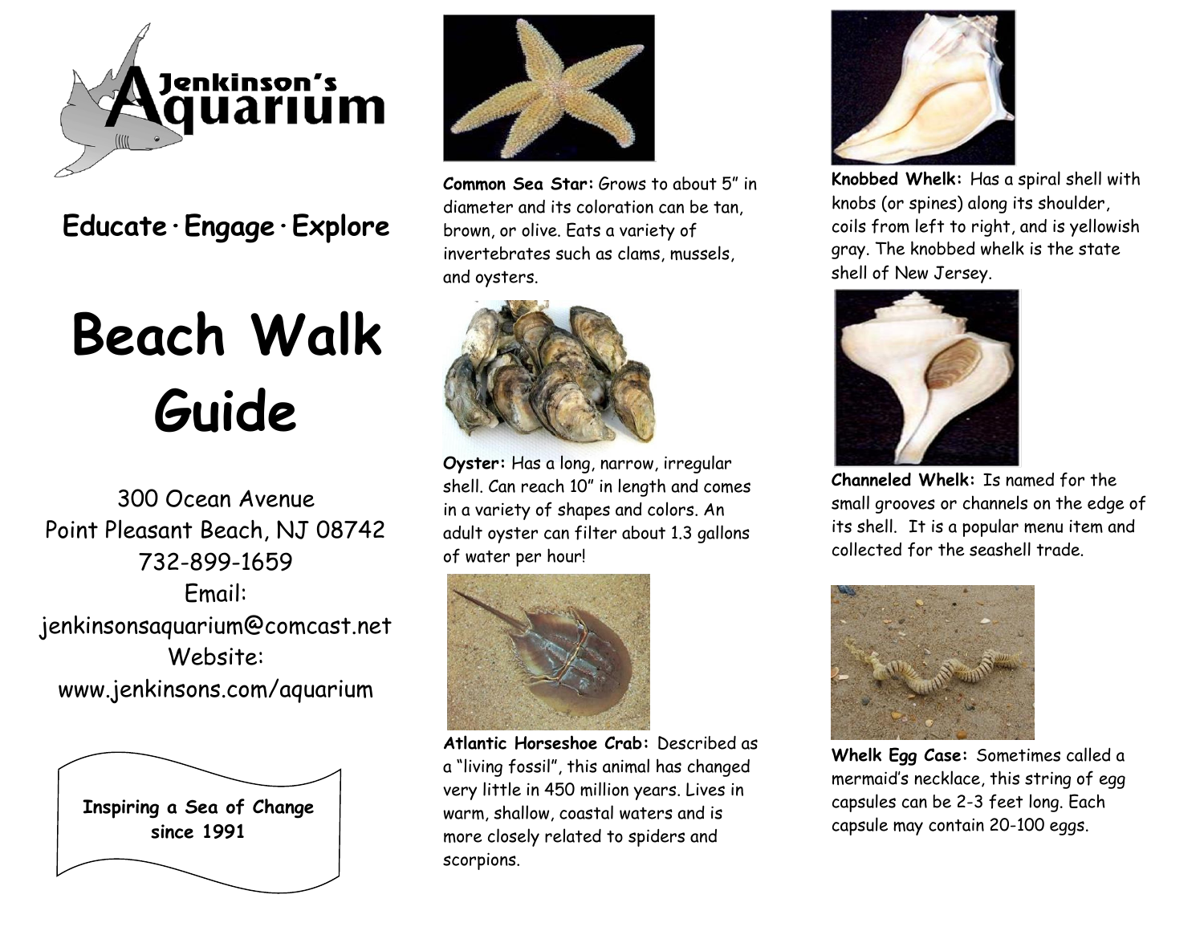Jenkinson's Aquarium

**Educate · Engage · Explore**

# Beach Walk Guide

300 Ocean Avenue
Point Pleasant Beach, NJ 08742
732-899-1659
Email:
jenkinsonsaquarium@comcast.net
Website:
www.jenkinsons.com/aquarium

**Inspiring a Sea of Change since 1991**

**Common Sea Star:** Grows to about 5" in diameter and its coloration can be tan, brown, or olive. Eats a variety of invertebrates such as clams, mussels, and oysters.

**Oyster:** Has a long, narrow, irregular shell. Can reach 10" in length and comes in a variety of shapes and colors. An adult oyster can filter about 1.3 gallons of water per hour!

**Atlantic Horseshoe Crab:** Described as a "living fossil", this animal has changed very little in 450 million years. Lives in warm, shallow, coastal waters and is more closely related to spiders and scorpions.

**Knobbed Whelk:** Has a spiral shell with knobs (or spines) along its shoulder, coils from left to right, and is yellowish gray. The knobbed whelk is the state shell of New Jersey.

**Channeled Whelk:** Is named for the small grooves or channels on the edge of its shell. It is a popular menu item and collected for the seashell trade.

**Whelk Egg Case:** Sometimes called a mermaid's necklace, this string of egg capsules can be 2-3 feet long. Each capsule may contain 20-100 eggs.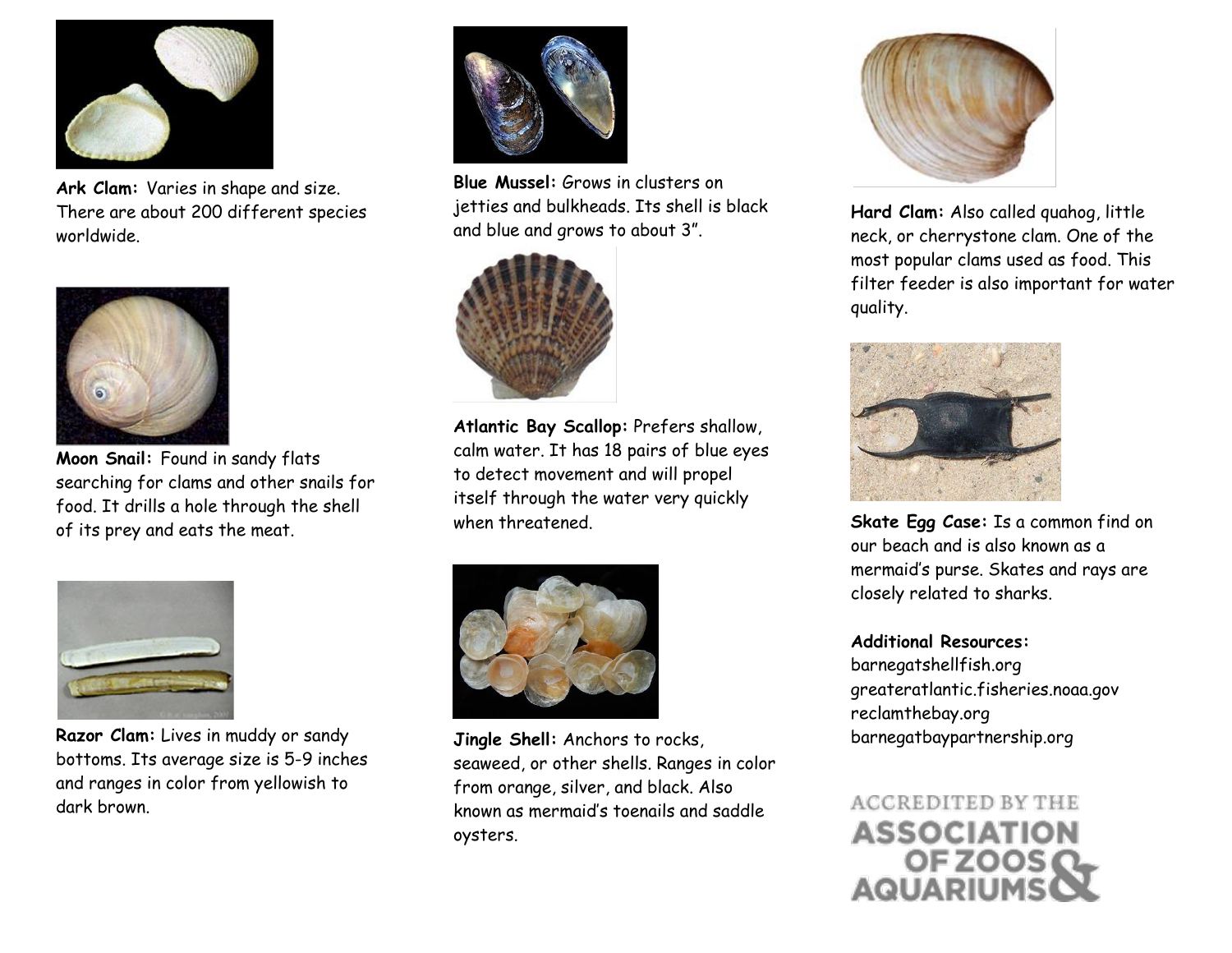**Ark Clam:** Varies in shape and size. There are about 200 different species worldwide.

**Moon Snail:** Found in sandy flats searching for clams and other snails for food. It drills a hole through the shell of its prey and eats the meat.

**Razor Clam:** Lives in muddy or sandy bottoms. Its average size is 5-9 inches and ranges in color from yellowish to dark brown.

**Blue Mussel:** Grows in clusters on jetties and bulkheads. Its shell is black and blue and grows to about 3”.

**Atlantic Bay Scallop:** Prefers shallow, calm water. It has 18 pairs of blue eyes to detect movement and will propel itself through the water very quickly when threatened.

**Jingle Shell:** Anchors to rocks, seaweed, or other shells. Ranges in color from orange, silver, and black. Also known as mermaid’s toenails and saddle oysters.

**Hard Clam:** Also called quahog, little neck, or cherrystone clam. One of the most popular clams used as food. This filter feeder is also important for water quality.

**Skate Egg Case:** Is a common find on our beach and is also known as a mermaid’s purse. Skates and rays are closely related to sharks.

**Additional Resources:**
barnegatshellfish.org
greateratlantic.fisheries.noaa.gov
reclamthebay.org
barnegatbaypartnership.org

ACCREDITED BY THE ASSOCIATION OF ZOOS & AQUARIUMS